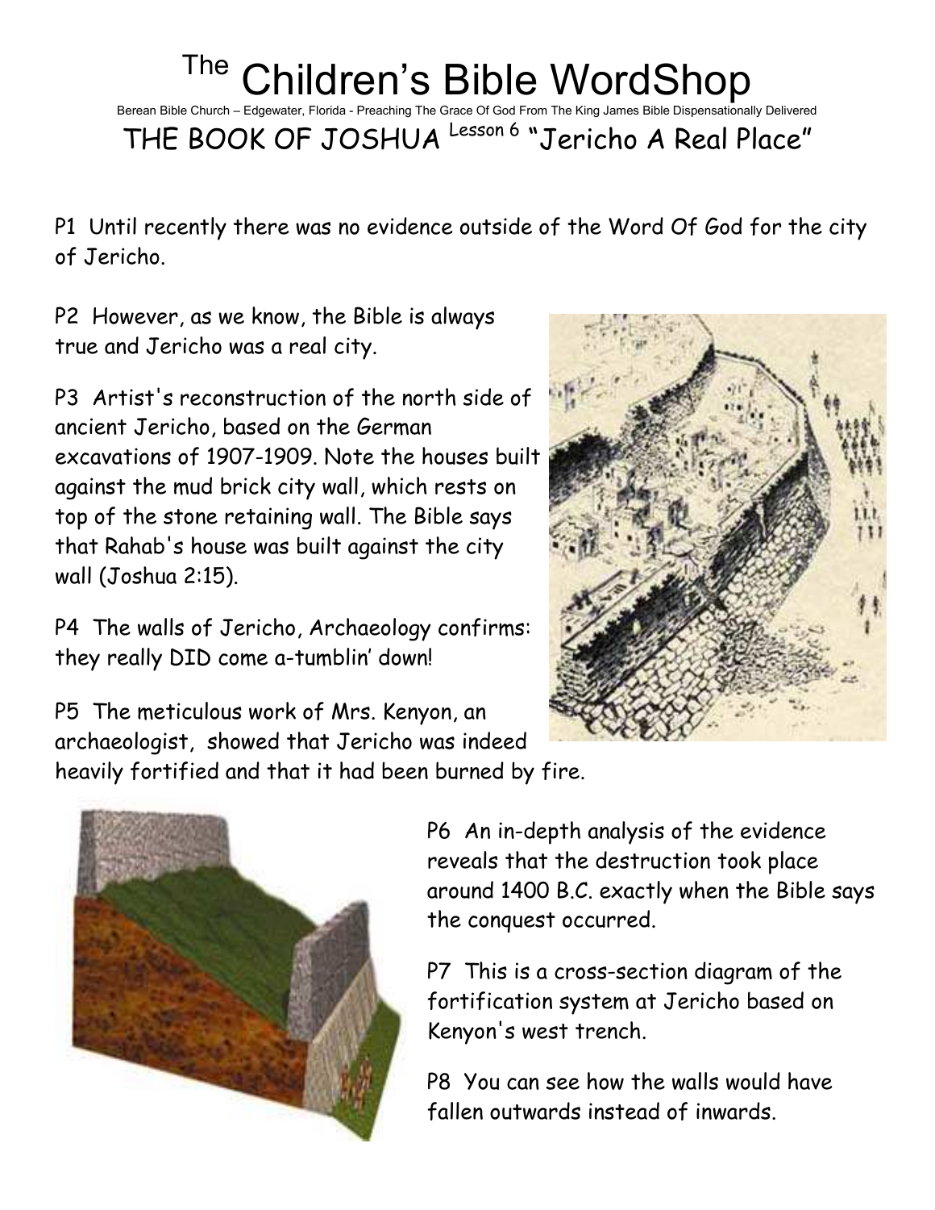# The Children's Bible WordShop

Berean Bible Church – Edgewater, Florida - Preaching The Grace Of God From The King James Bible Dispensationally Delivered

## THE BOOK OF JOSHUA Lesson 6 "Jericho A Real Place"

P1 Until recently there was no evidence outside of the Word Of God for the city of Jericho.

P2 However, as we know, the Bible is always true and Jericho was a real city.

P3 Artist's reconstruction of the north side of ancient Jericho, based on the German excavations of 1907-1909. Note the houses built against the mud brick city wall, which rests on top of the stone retaining wall. The Bible says that Rahab's house was built against the city wall (Joshua 2:15).

P4 The walls of Jericho, Archaeology confirms: they really DID come a-tumblin' down!

P5 The meticulous work of Mrs. Kenyon, an archaeologist, showed that Jericho was indeed heavily fortified and that it had been burned by fire.

P6 An in-depth analysis of the evidence reveals that the destruction took place around 1400 B.C. exactly when the Bible says the conquest occurred.

P7 This is a cross-section diagram of the fortification system at Jericho based on Kenyon's west trench.

P8 You can see how the walls would have fallen outwards instead of inwards.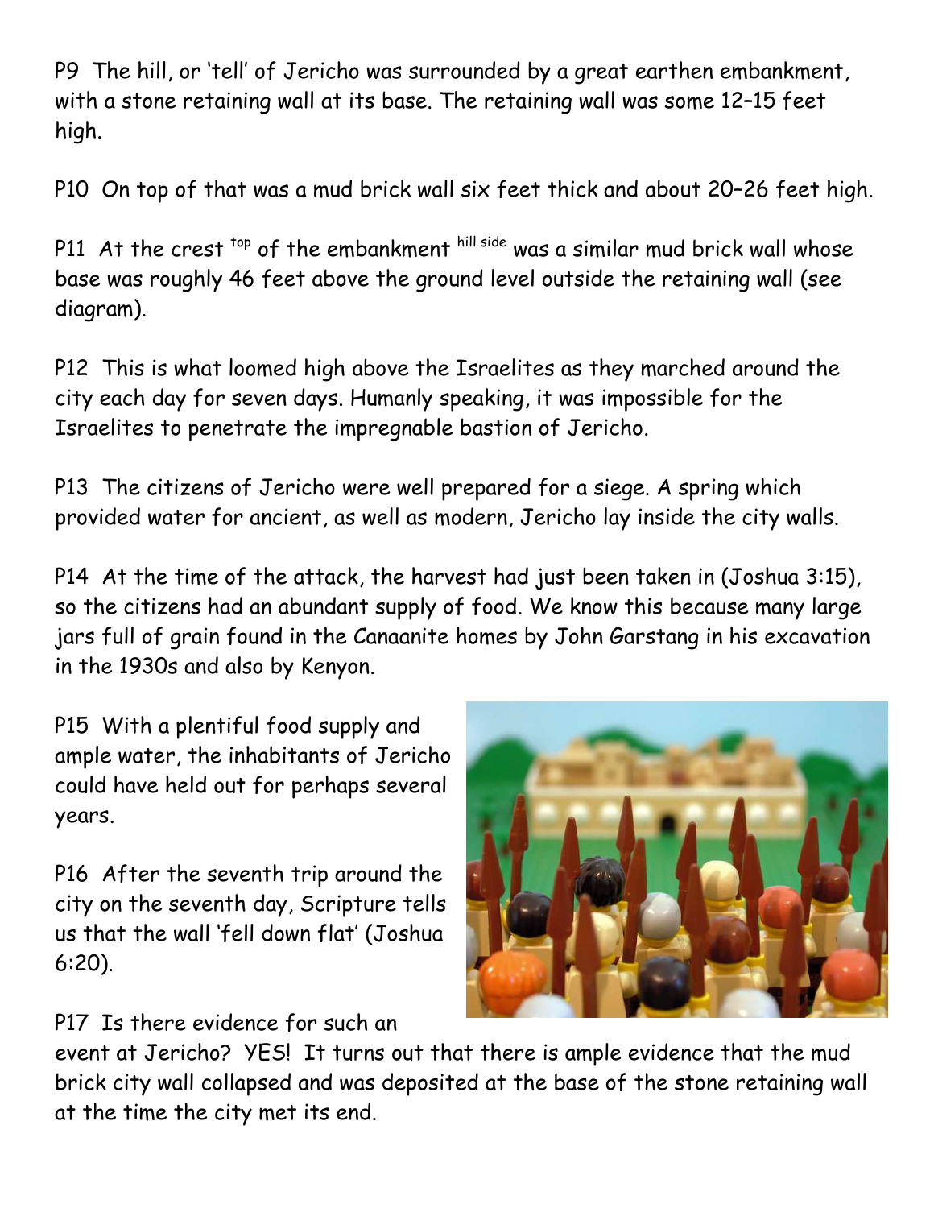P9  The hill, or 'tell' of Jericho was surrounded by a great earthen embankment, with a stone retaining wall at its base. The retaining wall was some 12–15 feet high.

P10  On top of that was a mud brick wall six feet thick and about 20–26 feet high.

P11  At the crest [top] of the embankment [hill side] was a similar mud brick wall whose base was roughly 46 feet above the ground level outside the retaining wall (see diagram).

P12  This is what loomed high above the Israelites as they marched around the city each day for seven days. Humanly speaking, it was impossible for the Israelites to penetrate the impregnable bastion of Jericho.

P13  The citizens of Jericho were well prepared for a siege. A spring which provided water for ancient, as well as modern, Jericho lay inside the city walls.

P14  At the time of the attack, the harvest had just been taken in (Joshua 3:15), so the citizens had an abundant supply of food. We know this because many large jars full of grain found in the Canaanite homes by John Garstang in his excavation in the 1930s and also by Kenyon.

P15  With a plentiful food supply and ample water, the inhabitants of Jericho could have held out for perhaps several years.

P16  After the seventh trip around the city on the seventh day, Scripture tells us that the wall 'fell down flat' (Joshua 6:20).

P17  Is there evidence for such an event at Jericho?  YES!  It turns out that there is ample evidence that the mud brick city wall collapsed and was deposited at the base of the stone retaining wall at the time the city met its end.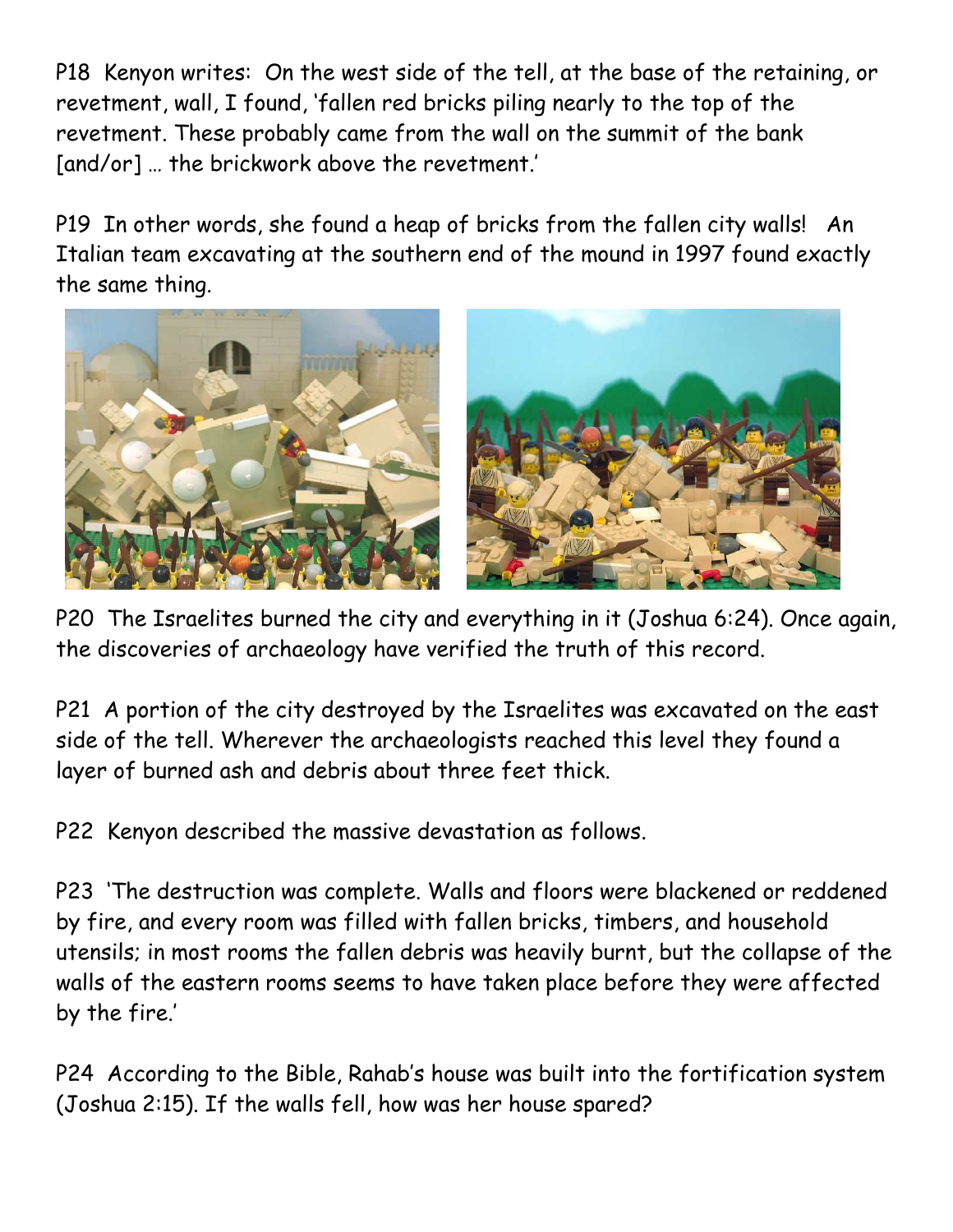P18 Kenyon writes: On the west side of the tell, at the base of the retaining, or revetment, wall, I found, 'fallen red bricks piling nearly to the top of the revetment. These probably came from the wall on the summit of the bank [and/or] … the brickwork above the revetment.'

P19 In other words, she found a heap of bricks from the fallen city walls! An Italian team excavating at the southern end of the mound in 1997 found exactly the same thing.

P20 The Israelites burned the city and everything in it (Joshua 6:24). Once again, the discoveries of archaeology have verified the truth of this record.

P21 A portion of the city destroyed by the Israelites was excavated on the east side of the tell. Wherever the archaeologists reached this level they found a layer of burned ash and debris about three feet thick.

P22 Kenyon described the massive devastation as follows.

P23 'The destruction was complete. Walls and floors were blackened or reddened by fire, and every room was filled with fallen bricks, timbers, and household utensils; in most rooms the fallen debris was heavily burnt, but the collapse of the walls of the eastern rooms seems to have taken place before they were affected by the fire.'

P24 According to the Bible, Rahab's house was built into the fortification system (Joshua 2:15). If the walls fell, how was her house spared?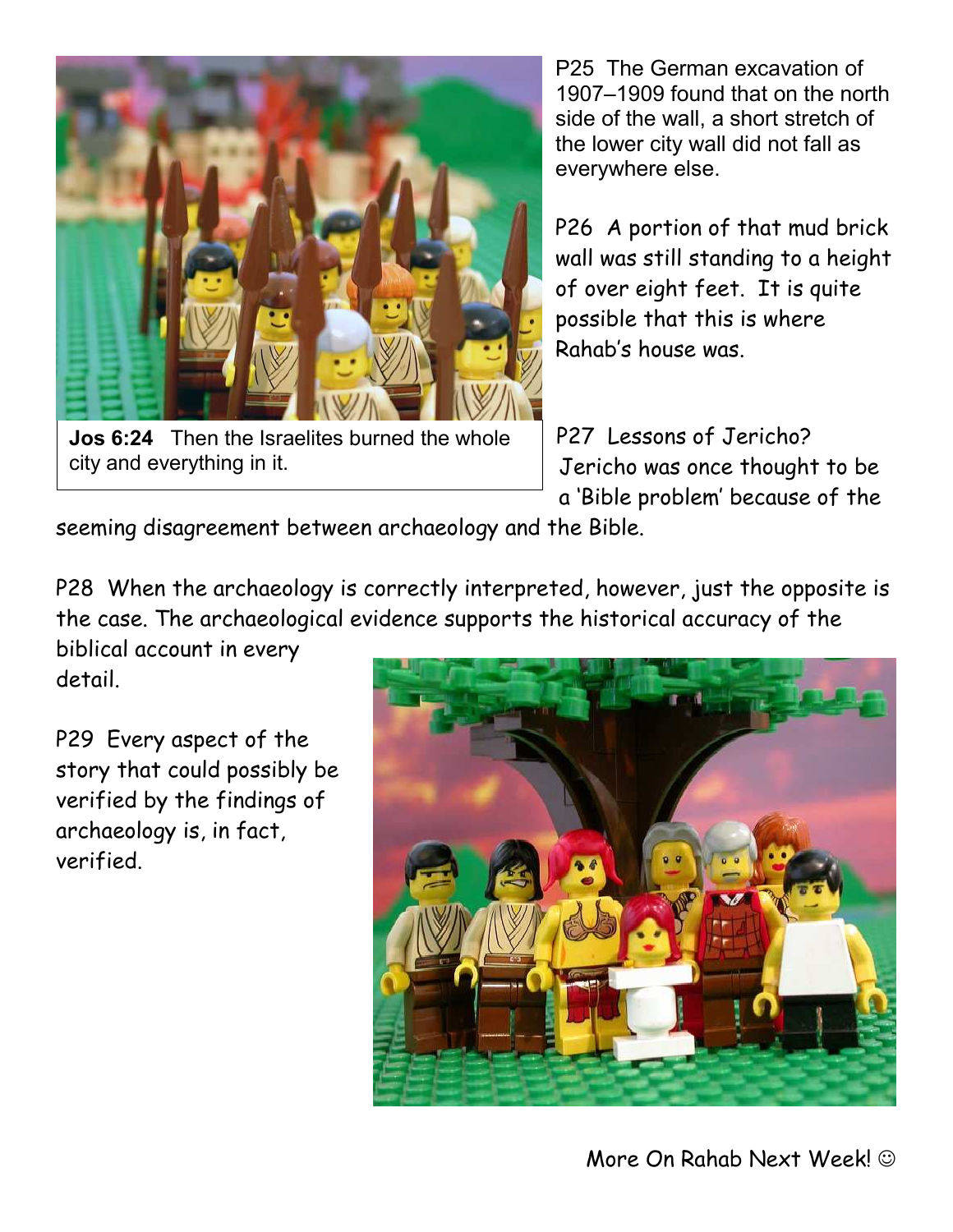**Jos 6:24** Then the Israelites burned the whole city and everything in it.

P25 The German excavation of 1907–1909 found that on the north side of the wall, a short stretch of the lower city wall did not fall as everywhere else.

P26 A portion of that mud brick wall was still standing to a height of over eight feet. It is quite possible that this is where Rahab's house was.

P27 Lessons of Jericho? Jericho was once thought to be a 'Bible problem' because of the seeming disagreement between archaeology and the Bible.

P28 When the archaeology is correctly interpreted, however, just the opposite is the case. The archaeological evidence supports the historical accuracy of the biblical account in every detail.

P29 Every aspect of the story that could possibly be verified by the findings of archaeology is, in fact, verified.

More On Rahab Next Week! ☺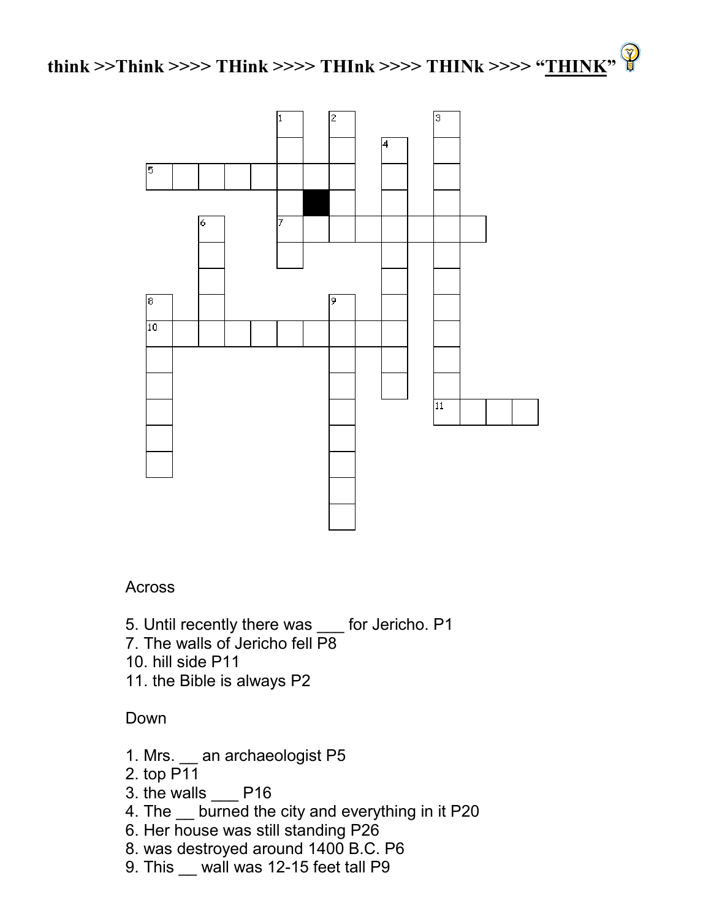# think >>Think >>>> THink >>>> THInk >>>> THINk >>>> "THINK"

Across

5. Until recently there was ___ for Jericho. P1
7. The walls of Jericho fell P8
10. hill side P11
11. the Bible is always P2

Down

1. Mrs. __ an archaeologist P5
2. top P11
3. the walls ___ P16
4. The __ burned the city and everything in it P20
6. Her house was still standing P26
8. was destroyed around 1400 B.C. P6
9. This __ wall was 12-15 feet tall P9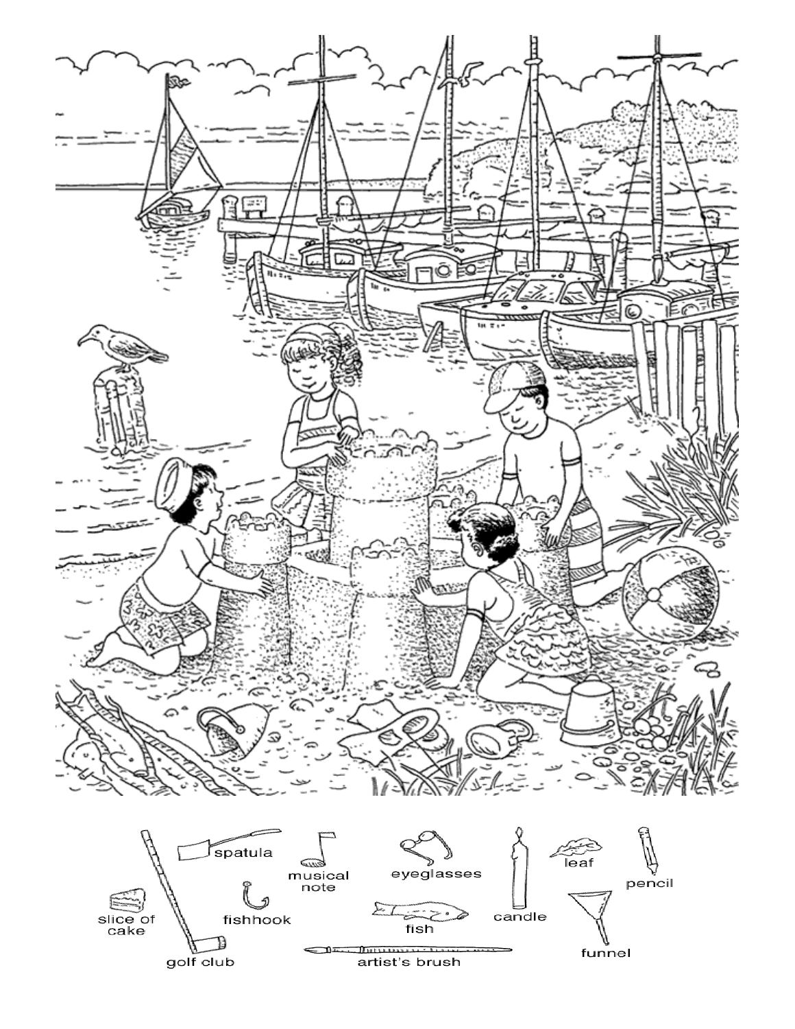spatula

musical note

eyeglasses

leaf

pencil

slice of cake

fishhook

fish

candle

golf club

artist's brush

funnel